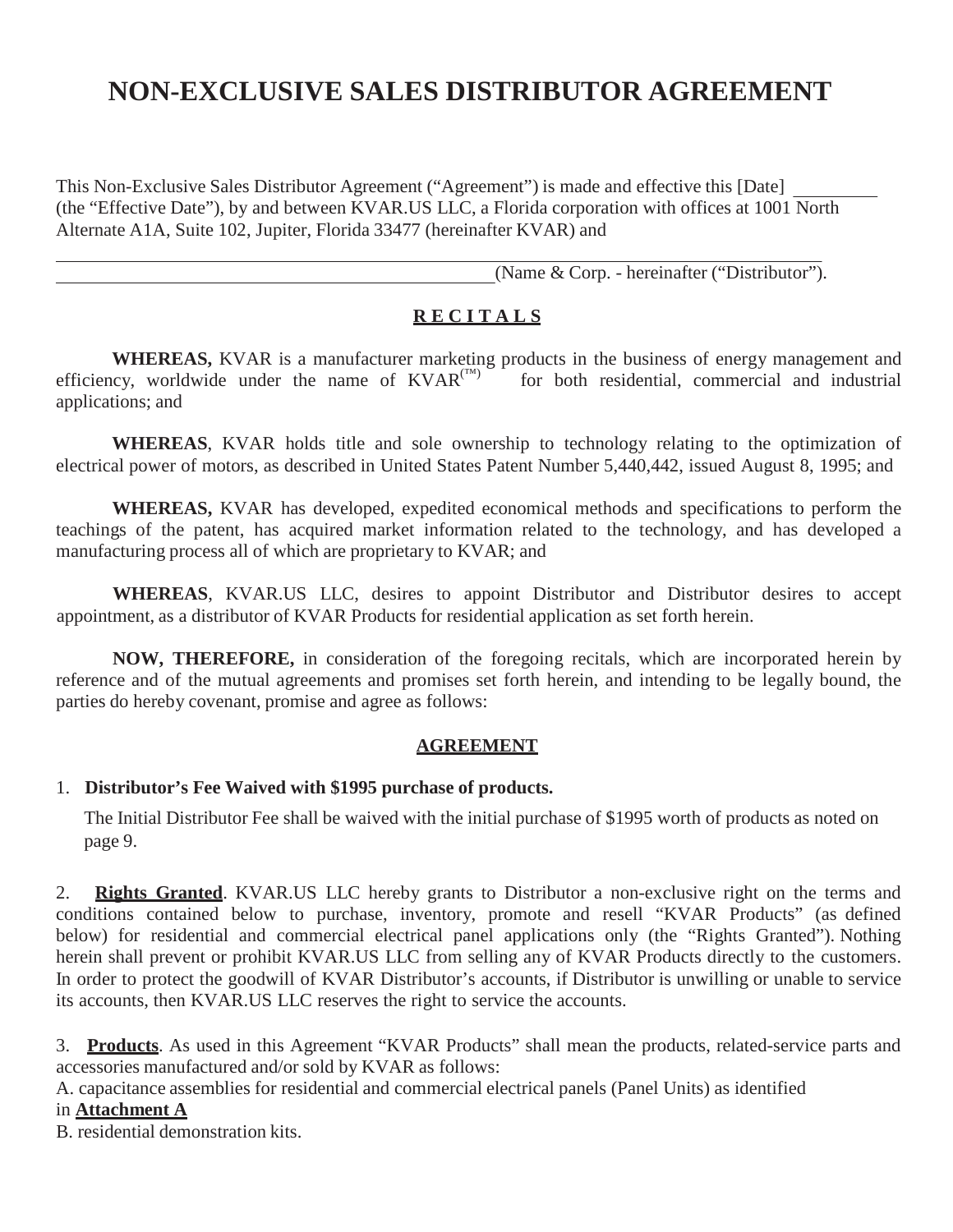# NON-EXCLUSIVE SALES DISTRIBUTOR AGREEMENT

This Non-Exclusive Sales Distributor Agreement ("Agreement") is made and effective this [Date] _________ (the "Effective Date"), by and between KVAR.US LLC, a Florida corporation with offices at 1001 North Alternate A1A, Suite 102, Jupiter, Florida 33477 (hereinafter KVAR) and

_______________________________________________________________________________
_______________________________________________(Name & Corp. - hereinafter ("Distributor").

## R E C I T A L S

**WHEREAS,** KVAR is a manufacturer marketing products in the business of energy management and efficiency, worldwide under the name of KVAR(™) for both residential, commercial and industrial applications; and

**WHEREAS**, KVAR holds title and sole ownership to technology relating to the optimization of electrical power of motors, as described in United States Patent Number 5,440,442, issued August 8, 1995; and

**WHEREAS,** KVAR has developed, expedited economical methods and specifications to perform the teachings of the patent, has acquired market information related to the technology, and has developed a manufacturing process all of which are proprietary to KVAR; and

**WHEREAS**, KVAR.US LLC, desires to appoint Distributor and Distributor desires to accept appointment, as a distributor of KVAR Products for residential application as set forth herein.

**NOW, THEREFORE,** in consideration of the foregoing recitals, which are incorporated herein by reference and of the mutual agreements and promises set forth herein, and intending to be legally bound, the parties do hereby covenant, promise and agree as follows:

## AGREEMENT

1. **Distributor's Fee Waived with $1995 purchase of products.**

   The Initial Distributor Fee shall be waived with the initial purchase of $1995 worth of products as noted on page 9.

2. **Rights Granted**. KVAR.US LLC hereby grants to Distributor a non-exclusive right on the terms and conditions contained below to purchase, inventory, promote and resell "KVAR Products" (as defined below) for residential and commercial electrical panel applications only (the "Rights Granted"). Nothing herein shall prevent or prohibit KVAR.US LLC from selling any of KVAR Products directly to the customers. In order to protect the goodwill of KVAR Distributor's accounts, if Distributor is unwilling or unable to service its accounts, then KVAR.US LLC reserves the right to service the accounts.

3. **Products**. As used in this Agreement "KVAR Products" shall mean the products, related-service parts and accessories manufactured and/or sold by KVAR as follows:

A. capacitance assemblies for residential and commercial electrical panels (Panel Units) as identified in **Attachment A**

B. residential demonstration kits.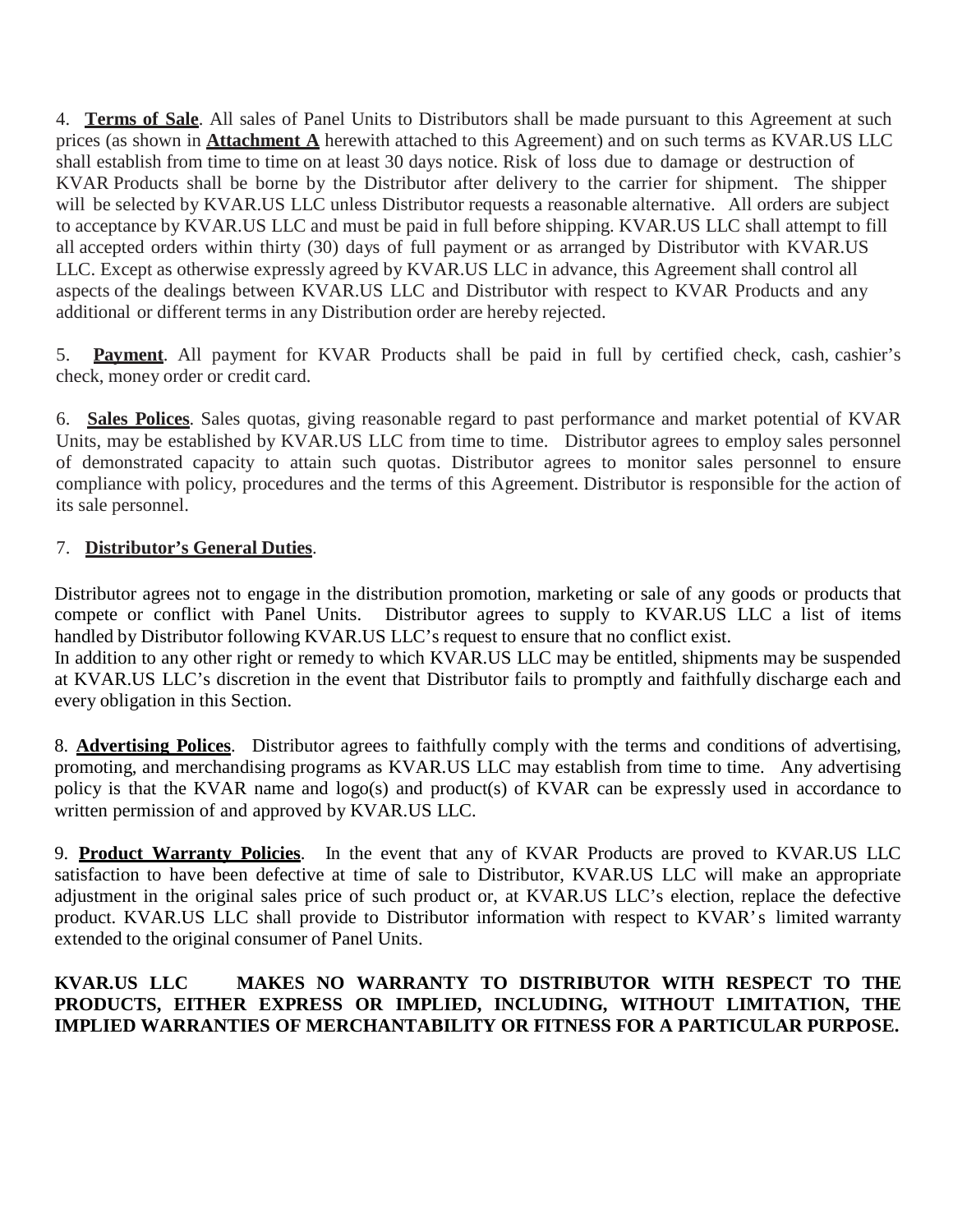4. **Terms of Sale**. All sales of Panel Units to Distributors shall be made pursuant to this Agreement at such prices (as shown in **Attachment A** herewith attached to this Agreement) and on such terms as KVAR.US LLC shall establish from time to time on at least 30 days notice. Risk of loss due to damage or destruction of KVAR Products shall be borne by the Distributor after delivery to the carrier for shipment. The shipper will be selected by KVAR.US LLC unless Distributor requests a reasonable alternative. All orders are subject to acceptance by KVAR.US LLC and must be paid in full before shipping. KVAR.US LLC shall attempt to fill all accepted orders within thirty (30) days of full payment or as arranged by Distributor with KVAR.US LLC. Except as otherwise expressly agreed by KVAR.US LLC in advance, this Agreement shall control all aspects of the dealings between KVAR.US LLC and Distributor with respect to KVAR Products and any additional or different terms in any Distribution order are hereby rejected.

5. **Payment**. All payment for KVAR Products shall be paid in full by certified check, cash, cashier's check, money order or credit card.

6. **Sales Polices**. Sales quotas, giving reasonable regard to past performance and market potential of KVAR Units, may be established by KVAR.US LLC from time to time. Distributor agrees to employ sales personnel of demonstrated capacity to attain such quotas. Distributor agrees to monitor sales personnel to ensure compliance with policy, procedures and the terms of this Agreement. Distributor is responsible for the action of its sale personnel.

7. **Distributor's General Duties**.

Distributor agrees not to engage in the distribution promotion, marketing or sale of any goods or products that compete or conflict with Panel Units. Distributor agrees to supply to KVAR.US LLC a list of items handled by Distributor following KVAR.US LLC's request to ensure that no conflict exist.

In addition to any other right or remedy to which KVAR.US LLC may be entitled, shipments may be suspended at KVAR.US LLC's discretion in the event that Distributor fails to promptly and faithfully discharge each and every obligation in this Section.

8. **Advertising Polices**. Distributor agrees to faithfully comply with the terms and conditions of advertising, promoting, and merchandising programs as KVAR.US LLC may establish from time to time. Any advertising policy is that the KVAR name and logo(s) and product(s) of KVAR can be expressly used in accordance to written permission of and approved by KVAR.US LLC.

9. **Product Warranty Policies**. In the event that any of KVAR Products are proved to KVAR.US LLC satisfaction to have been defective at time of sale to Distributor, KVAR.US LLC will make an appropriate adjustment in the original sales price of such product or, at KVAR.US LLC's election, replace the defective product. KVAR.US LLC shall provide to Distributor information with respect to KVAR's limited warranty extended to the original consumer of Panel Units.

**KVAR.US LLC MAKES NO WARRANTY TO DISTRIBUTOR WITH RESPECT TO THE PRODUCTS, EITHER EXPRESS OR IMPLIED, INCLUDING, WITHOUT LIMITATION, THE IMPLIED WARRANTIES OF MERCHANTABILITY OR FITNESS FOR A PARTICULAR PURPOSE.**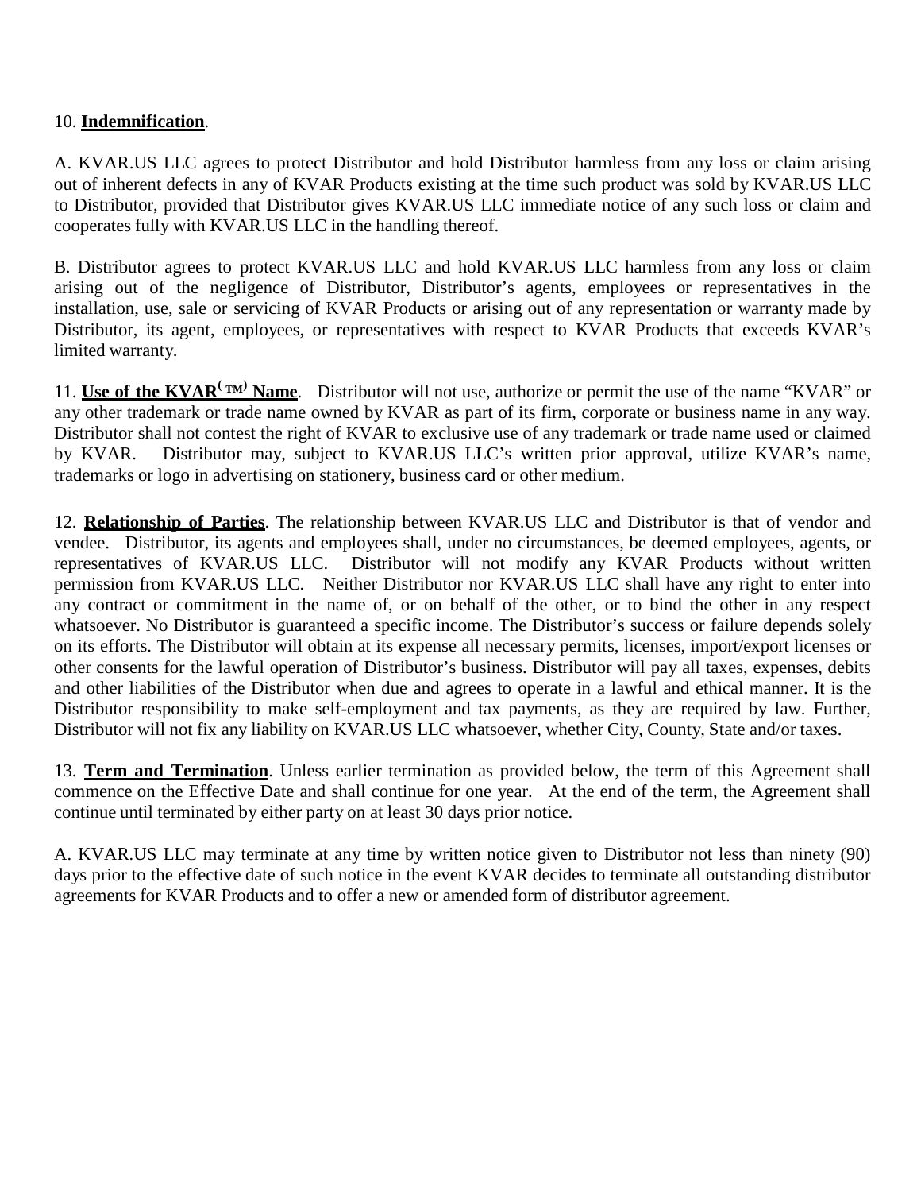10. **Indemnification**.

A. KVAR.US LLC agrees to protect Distributor and hold Distributor harmless from any loss or claim arising out of inherent defects in any of KVAR Products existing at the time such product was sold by KVAR.US LLC to Distributor, provided that Distributor gives KVAR.US LLC immediate notice of any such loss or claim and cooperates fully with KVAR.US LLC in the handling thereof.

B. Distributor agrees to protect KVAR.US LLC and hold KVAR.US LLC harmless from any loss or claim arising out of the negligence of Distributor, Distributor's agents, employees or representatives in the installation, use, sale or servicing of KVAR Products or arising out of any representation or warranty made by Distributor, its agent, employees, or representatives with respect to KVAR Products that exceeds KVAR's limited warranty.

11. **Use of the KVAR( ™) Name**. Distributor will not use, authorize or permit the use of the name "KVAR" or any other trademark or trade name owned by KVAR as part of its firm, corporate or business name in any way. Distributor shall not contest the right of KVAR to exclusive use of any trademark or trade name used or claimed by KVAR. Distributor may, subject to KVAR.US LLC's written prior approval, utilize KVAR's name, trademarks or logo in advertising on stationery, business card or other medium.

12. **Relationship of Parties**. The relationship between KVAR.US LLC and Distributor is that of vendor and vendee. Distributor, its agents and employees shall, under no circumstances, be deemed employees, agents, or representatives of KVAR.US LLC. Distributor will not modify any KVAR Products without written permission from KVAR.US LLC. Neither Distributor nor KVAR.US LLC shall have any right to enter into any contract or commitment in the name of, or on behalf of the other, or to bind the other in any respect whatsoever. No Distributor is guaranteed a specific income. The Distributor's success or failure depends solely on its efforts. The Distributor will obtain at its expense all necessary permits, licenses, import/export licenses or other consents for the lawful operation of Distributor's business. Distributor will pay all taxes, expenses, debits and other liabilities of the Distributor when due and agrees to operate in a lawful and ethical manner. It is the Distributor responsibility to make self-employment and tax payments, as they are required by law. Further, Distributor will not fix any liability on KVAR.US LLC whatsoever, whether City, County, State and/or taxes.

13. **Term and Termination**. Unless earlier termination as provided below, the term of this Agreement shall commence on the Effective Date and shall continue for one year. At the end of the term, the Agreement shall continue until terminated by either party on at least 30 days prior notice.

A. KVAR.US LLC may terminate at any time by written notice given to Distributor not less than ninety (90) days prior to the effective date of such notice in the event KVAR decides to terminate all outstanding distributor agreements for KVAR Products and to offer a new or amended form of distributor agreement.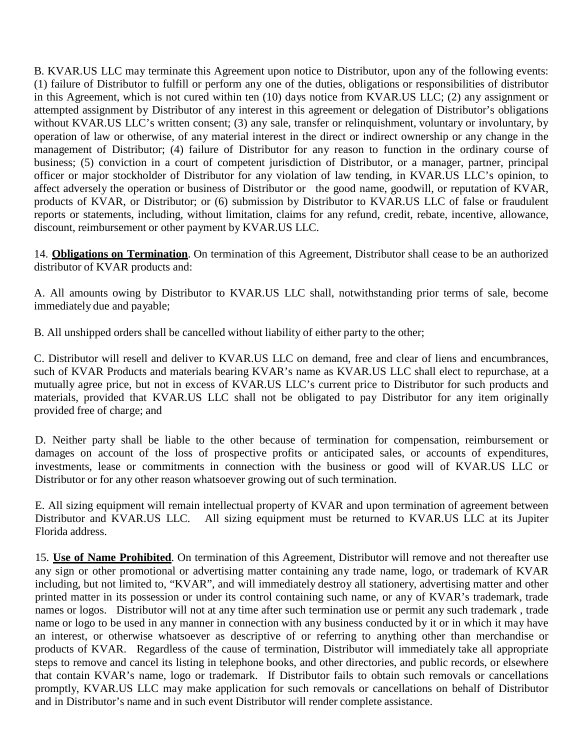B. KVAR.US LLC may terminate this Agreement upon notice to Distributor, upon any of the following events: (1) failure of Distributor to fulfill or perform any one of the duties, obligations or responsibilities of distributor in this Agreement, which is not cured within ten (10) days notice from KVAR.US LLC; (2) any assignment or attempted assignment by Distributor of any interest in this agreement or delegation of Distributor's obligations without KVAR.US LLC's written consent; (3) any sale, transfer or relinquishment, voluntary or involuntary, by operation of law or otherwise, of any material interest in the direct or indirect ownership or any change in the management of Distributor; (4) failure of Distributor for any reason to function in the ordinary course of business; (5) conviction in a court of competent jurisdiction of Distributor, or a manager, partner, principal officer or major stockholder of Distributor for any violation of law tending, in KVAR.US LLC's opinion, to affect adversely the operation or business of Distributor or the good name, goodwill, or reputation of KVAR, products of KVAR, or Distributor; or (6) submission by Distributor to KVAR.US LLC of false or fraudulent reports or statements, including, without limitation, claims for any refund, credit, rebate, incentive, allowance, discount, reimbursement or other payment by KVAR.US LLC.

14. **Obligations on Termination**. On termination of this Agreement, Distributor shall cease to be an authorized distributor of KVAR products and:

A. All amounts owing by Distributor to KVAR.US LLC shall, notwithstanding prior terms of sale, become immediately due and payable;

B. All unshipped orders shall be cancelled without liability of either party to the other;

C. Distributor will resell and deliver to KVAR.US LLC on demand, free and clear of liens and encumbrances, such of KVAR Products and materials bearing KVAR's name as KVAR.US LLC shall elect to repurchase, at a mutually agree price, but not in excess of KVAR.US LLC's current price to Distributor for such products and materials, provided that KVAR.US LLC shall not be obligated to pay Distributor for any item originally provided free of charge; and

D. Neither party shall be liable to the other because of termination for compensation, reimbursement or damages on account of the loss of prospective profits or anticipated sales, or accounts of expenditures, investments, lease or commitments in connection with the business or good will of KVAR.US LLC or Distributor or for any other reason whatsoever growing out of such termination.

E. All sizing equipment will remain intellectual property of KVAR and upon termination of agreement between Distributor and KVAR.US LLC. All sizing equipment must be returned to KVAR.US LLC at its Jupiter Florida address.

15. **Use of Name Prohibited**. On termination of this Agreement, Distributor will remove and not thereafter use any sign or other promotional or advertising matter containing any trade name, logo, or trademark of KVAR including, but not limited to, "KVAR", and will immediately destroy all stationery, advertising matter and other printed matter in its possession or under its control containing such name, or any of KVAR's trademark, trade names or logos. Distributor will not at any time after such termination use or permit any such trademark , trade name or logo to be used in any manner in connection with any business conducted by it or in which it may have an interest, or otherwise whatsoever as descriptive of or referring to anything other than merchandise or products of KVAR. Regardless of the cause of termination, Distributor will immediately take all appropriate steps to remove and cancel its listing in telephone books, and other directories, and public records, or elsewhere that contain KVAR's name, logo or trademark. If Distributor fails to obtain such removals or cancellations promptly, KVAR.US LLC may make application for such removals or cancellations on behalf of Distributor and in Distributor's name and in such event Distributor will render complete assistance.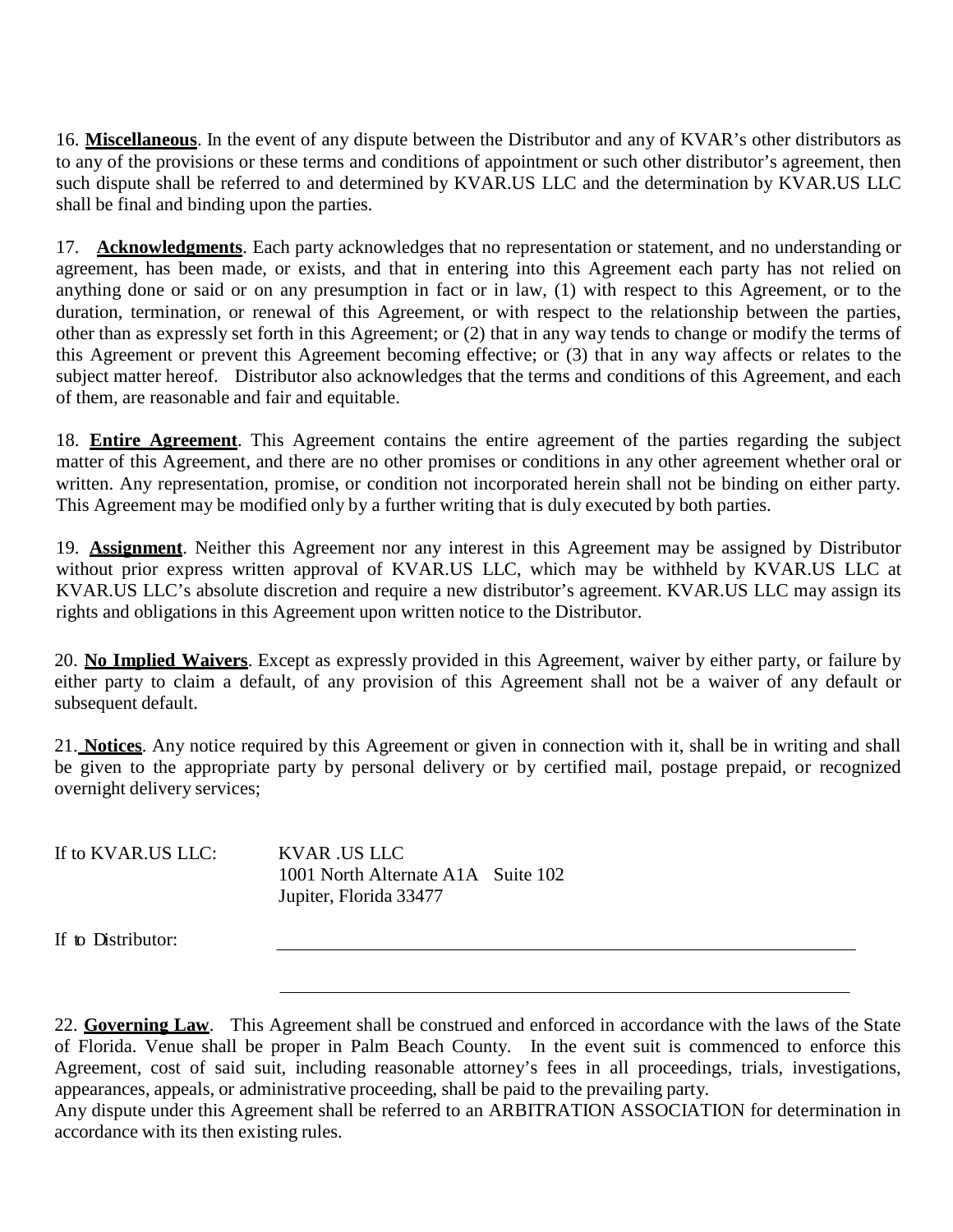16. **Miscellaneous**. In the event of any dispute between the Distributor and any of KVAR's other distributors as to any of the provisions or these terms and conditions of appointment or such other distributor's agreement, then such dispute shall be referred to and determined by KVAR.US LLC and the determination by KVAR.US LLC shall be final and binding upon the parties.

17. **Acknowledgments**. Each party acknowledges that no representation or statement, and no understanding or agreement, has been made, or exists, and that in entering into this Agreement each party has not relied on anything done or said or on any presumption in fact or in law, (1) with respect to this Agreement, or to the duration, termination, or renewal of this Agreement, or with respect to the relationship between the parties, other than as expressly set forth in this Agreement; or (2) that in any way tends to change or modify the terms of this Agreement or prevent this Agreement becoming effective; or (3) that in any way affects or relates to the subject matter hereof. Distributor also acknowledges that the terms and conditions of this Agreement, and each of them, are reasonable and fair and equitable.

18. **Entire Agreement**. This Agreement contains the entire agreement of the parties regarding the subject matter of this Agreement, and there are no other promises or conditions in any other agreement whether oral or written. Any representation, promise, or condition not incorporated herein shall not be binding on either party. This Agreement may be modified only by a further writing that is duly executed by both parties.

19. **Assignment**. Neither this Agreement nor any interest in this Agreement may be assigned by Distributor without prior express written approval of KVAR.US LLC, which may be withheld by KVAR.US LLC at KVAR.US LLC's absolute discretion and require a new distributor's agreement. KVAR.US LLC may assign its rights and obligations in this Agreement upon written notice to the Distributor.

20. **No Implied Waivers**. Except as expressly provided in this Agreement, waiver by either party, or failure by either party to claim a default, of any provision of this Agreement shall not be a waiver of any default or subsequent default.

21. **Notices**. Any notice required by this Agreement or given in connection with it, shall be in writing and shall be given to the appropriate party by personal delivery or by certified mail, postage prepaid, or recognized overnight delivery services;

If to KVAR.US LLC: KVAR .US LLC
1001 North Alternate A1A Suite 102
Jupiter, Florida 33477

If to Distributor: ______________________________________________

______________________________________________

22. **Governing Law**. This Agreement shall be construed and enforced in accordance with the laws of the State of Florida. Venue shall be proper in Palm Beach County. In the event suit is commenced to enforce this Agreement, cost of said suit, including reasonable attorney's fees in all proceedings, trials, investigations, appearances, appeals, or administrative proceeding, shall be paid to the prevailing party.
Any dispute under this Agreement shall be referred to an ARBITRATION ASSOCIATION for determination in accordance with its then existing rules.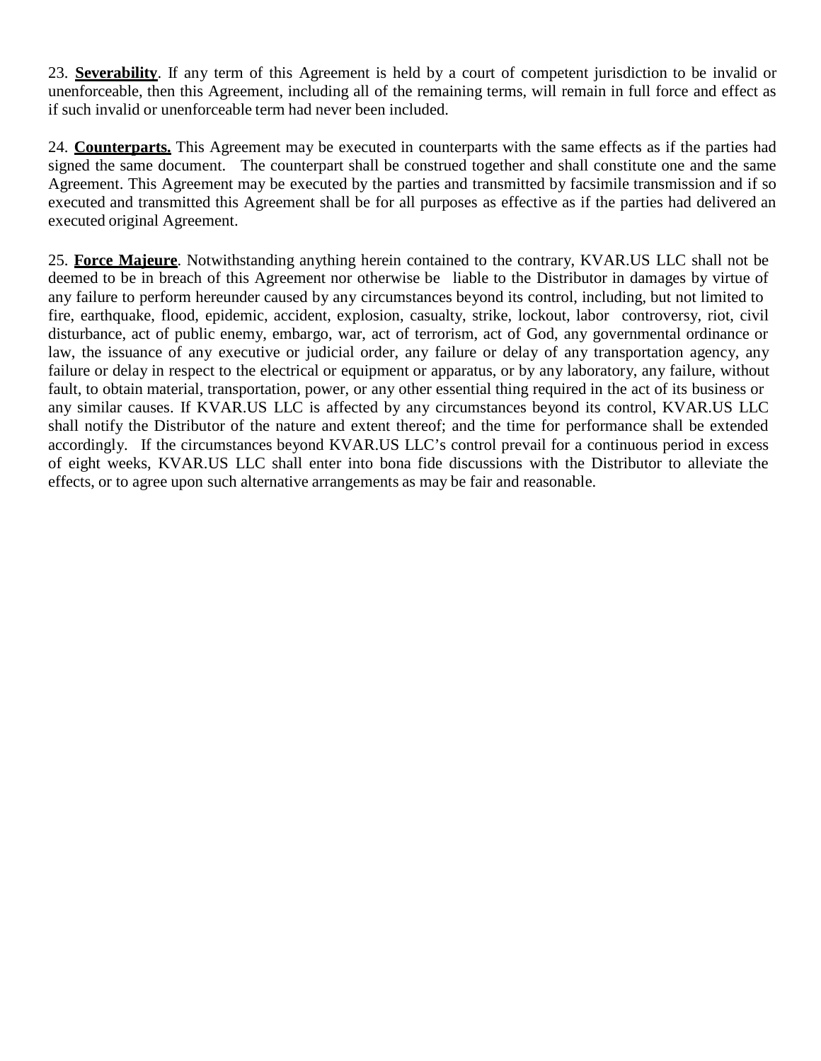23. **Severability**. If any term of this Agreement is held by a court of competent jurisdiction to be invalid or unenforceable, then this Agreement, including all of the remaining terms, will remain in full force and effect as if such invalid or unenforceable term had never been included.

24. **Counterparts.** This Agreement may be executed in counterparts with the same effects as if the parties had signed the same document. The counterpart shall be construed together and shall constitute one and the same Agreement. This Agreement may be executed by the parties and transmitted by facsimile transmission and if so executed and transmitted this Agreement shall be for all purposes as effective as if the parties had delivered an executed original Agreement.

25. **Force Majeure**. Notwithstanding anything herein contained to the contrary, KVAR.US LLC shall not be deemed to be in breach of this Agreement nor otherwise be liable to the Distributor in damages by virtue of any failure to perform hereunder caused by any circumstances beyond its control, including, but not limited to fire, earthquake, flood, epidemic, accident, explosion, casualty, strike, lockout, labor controversy, riot, civil disturbance, act of public enemy, embargo, war, act of terrorism, act of God, any governmental ordinance or law, the issuance of any executive or judicial order, any failure or delay of any transportation agency, any failure or delay in respect to the electrical or equipment or apparatus, or by any laboratory, any failure, without fault, to obtain material, transportation, power, or any other essential thing required in the act of its business or any similar causes. If KVAR.US LLC is affected by any circumstances beyond its control, KVAR.US LLC shall notify the Distributor of the nature and extent thereof; and the time for performance shall be extended accordingly. If the circumstances beyond KVAR.US LLC's control prevail for a continuous period in excess of eight weeks, KVAR.US LLC shall enter into bona fide discussions with the Distributor to alleviate the effects, or to agree upon such alternative arrangements as may be fair and reasonable.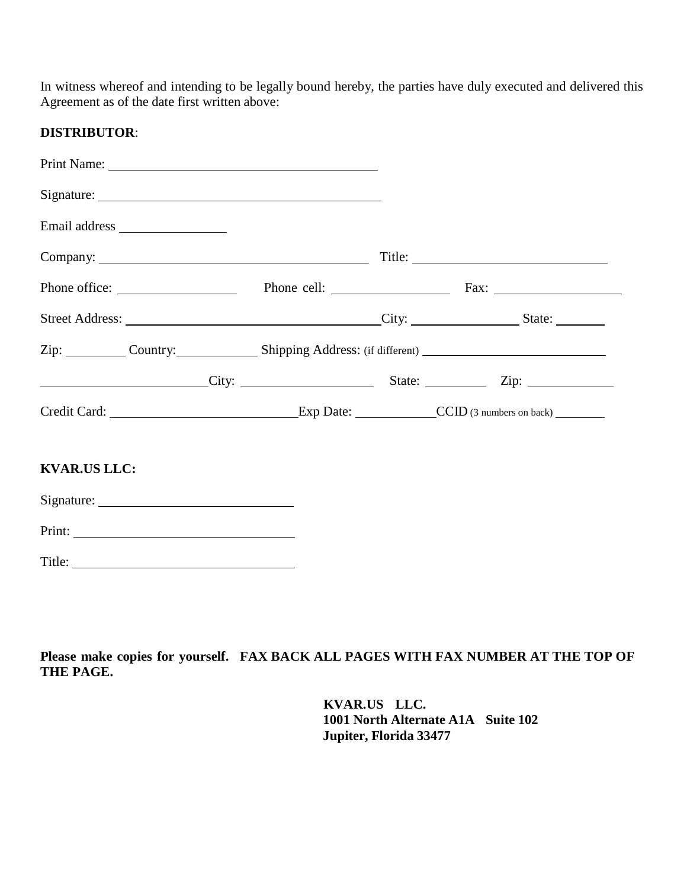In witness whereof and intending to be legally bound hereby, the parties have duly executed and delivered this Agreement as of the date first written above:

**DISTRIBUTOR**:

Print Name: ______________________________________

Signature: ______________________________________

Email address ______________

Company: ____________________________________ Title: __________________________

Phone office: ________________ Phone cell: ________________ Fax: __________________

Street Address: ___________________________________City: ______________ State: _______

Zip: ________ Country:___________ Shipping Address: (if different) _________________________

______________________City: __________________ State: ________ Zip: ____________

Credit Card: __________________________Exp Date: ___________CCID (3 numbers on back) _______

**KVAR.US LLC:**

Signature: ___________________________

Print: ______________________________

Title: ______________________________

**Please make copies for yourself. FAX BACK ALL PAGES WITH FAX NUMBER AT THE TOP OF THE PAGE.**

**KVAR.US LLC.**
**1001 North Alternate A1A Suite 102**
**Jupiter, Florida 33477**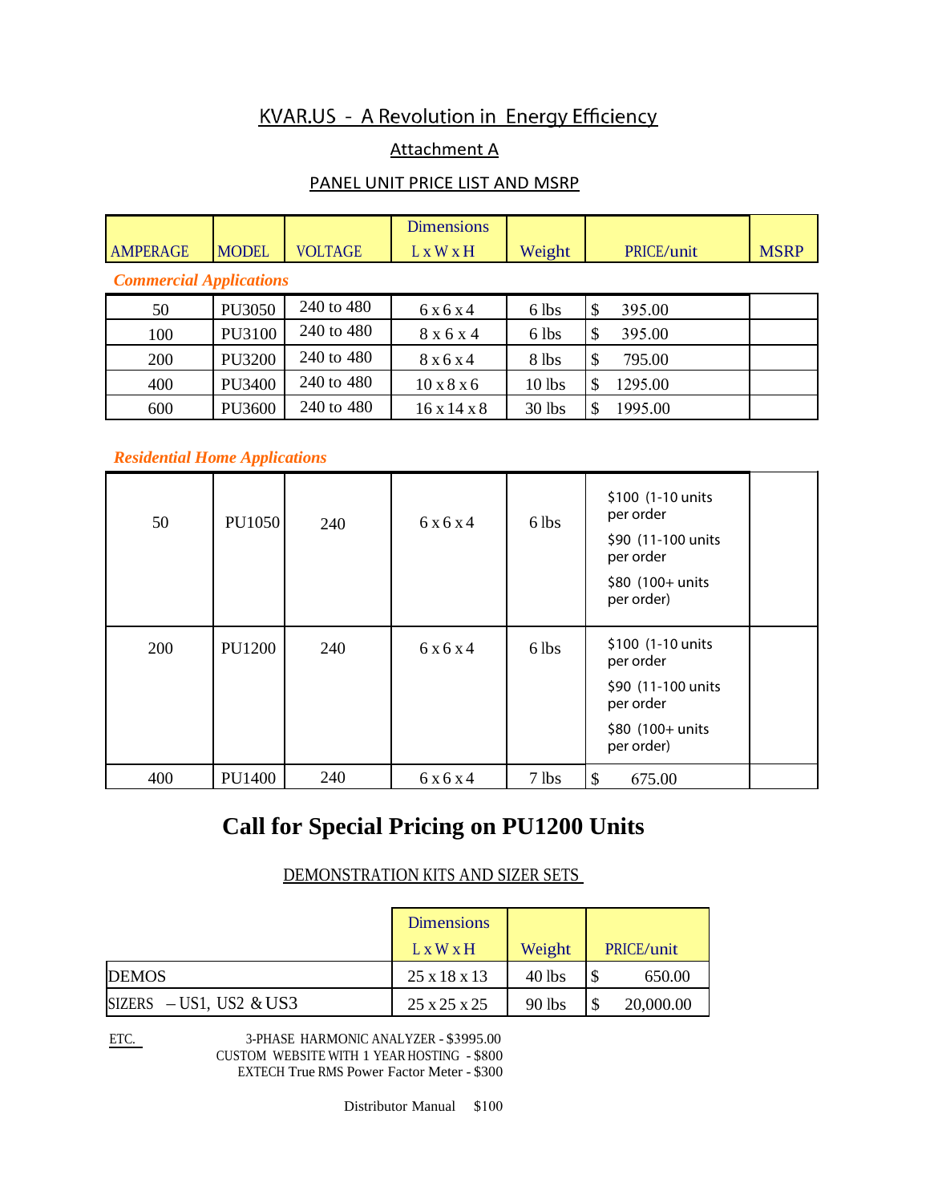# KVAR.US - A Revolution in Energy Efficiency

## Attachment A

### PANEL UNIT PRICE LIST AND MSRP

| AMPERAGE | MODEL | VOLTAGE | Dimensions L x W x H | Weight | PRICE/unit | MSRP |
|---|---|---|---|---|---|---|
| ***Commercial Applications*** | | | | | | |
| 50 | PU3050 | 240 to 480 | 6 x 6 x 4 | 6 lbs | $ 395.00 | |
| 100 | PU3100 | 240 to 480 | 8 x 6 x 4 | 6 lbs | $ 395.00 | |
| 200 | PU3200 | 240 to 480 | 8 x 6 x 4 | 8 lbs | $ 795.00 | |
| 400 | PU3400 | 240 to 480 | 10 x 8 x 6 | 10 lbs | $ 1295.00 | |
| 600 | PU3600 | 240 to 480 | 16 x 14 x 8 | 30 lbs | $ 1995.00 | |
| ***Residential Home Applications*** | | | | | | |
| 50 | PU1050 | 240 | 6 x 6 x 4 | 6 lbs | $100 (1-10 units per order<br>$90 (11-100 units per order<br>$80 (100+ units per order) | |
| 200 | PU1200 | 240 | 6 x 6 x 4 | 6 lbs | $100 (1-10 units per order<br>$90 (11-100 units per order<br>$80 (100+ units per order) | |
| 400 | PU1400 | 240 | 6 x 6 x 4 | 7 lbs | $ 675.00 | |

## Call for Special Pricing on PU1200 Units

DEMONSTRATION KITS AND SIZER SETS

| | Dimensions L x W x H | Weight | PRICE/unit |
|---|---|---|---|
| DEMOS | 25 x 18 x 13 | 40 lbs | $ 650.00 |
| SIZERS – US1, US2 & US3 | 25 x 25 x 25 | 90 lbs | $ 20,000.00 |

ETC.

3-PHASE HARMONIC ANALYZER - $3995.00
CUSTOM WEBSITE WITH 1 YEAR HOSTING - $800
EXTECH True RMS Power Factor Meter - $300

Distributor Manual $100